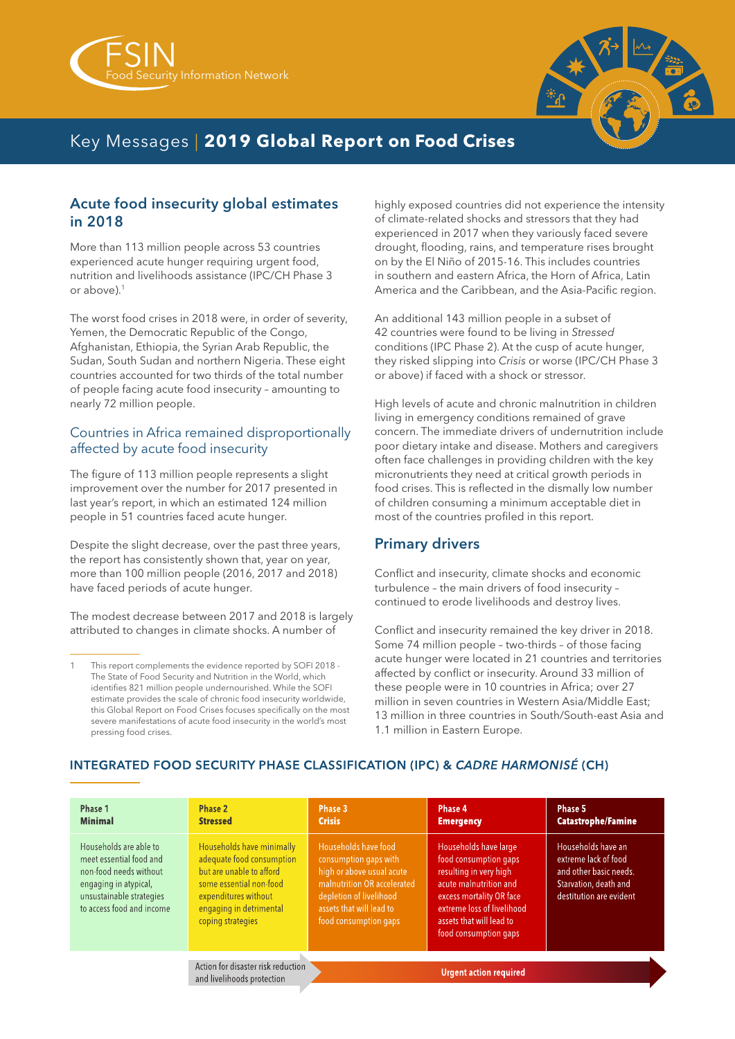# Key Messages | **2019 Global Report on Food Crises**

FSIN Food Security Information Network

## Acute food insecurity global estimates in 2018

More than 113 million people across 53 countries experienced acute hunger requiring urgent food, nutrition and livelihoods assistance (IPC/CH Phase 3 or above).[1]

The worst food crises in 2018 were, in order of severity, Yemen, the Democratic Republic of the Congo, Afghanistan, Ethiopia, the Syrian Arab Republic, the Sudan, South Sudan and northern Nigeria. These eight countries accounted for two thirds of the total number of people facing acute food insecurity – amounting to nearly 72 million people.

### Countries in Africa remained disproportionally affected by acute food insecurity

The figure of 113 million people represents a slight improvement over the number for 2017 presented in last year's report, in which an estimated 124 million people in 51 countries faced acute hunger.

Despite the slight decrease, over the past three years, the report has consistently shown that, year on year, more than 100 million people (2016, 2017 and 2018) have faced periods of acute hunger.

The modest decrease between 2017 and 2018 is largely attributed to changes in climate shocks. A number of highly exposed countries did not experience the intensity of climate-related shocks and stressors that they had experienced in 2017 when they variously faced severe drought, flooding, rains, and temperature rises brought on by the El Niño of 2015-16. This includes countries in southern and eastern Africa, the Horn of Africa, Latin America and the Caribbean, and the Asia-Pacific region.

An additional 143 million people in a subset of 42 countries were found to be living in *Stressed* conditions (IPC Phase 2). At the cusp of acute hunger, they risked slipping into *Crisis* or worse (IPC/CH Phase 3 or above) if faced with a shock or stressor.

High levels of acute and chronic malnutrition in children living in emergency conditions remained of grave concern. The immediate drivers of undernutrition include poor dietary intake and disease. Mothers and caregivers often face challenges in providing children with the key micronutrients they need at critical growth periods in food crises. This is reflected in the dismally low number of children consuming a minimum acceptable diet in most of the countries profiled in this report.

## Primary drivers

Conflict and insecurity, climate shocks and economic turbulence – the main drivers of food insecurity – continued to erode livelihoods and destroy lives.

Conflict and insecurity remained the key driver in 2018. Some 74 million people – two-thirds – of those facing acute hunger were located in 21 countries and territories affected by conflict or insecurity. Around 33 million of these people were in 10 countries in Africa; over 27 million in seven countries in Western Asia/Middle East; 13 million in three countries in South/South-east Asia and 1.1 million in Eastern Europe.

[1] This report complements the evidence reported by SOFI 2018 - The State of Food Security and Nutrition in the World, which identifies 821 million people undernourished. While the SOFI estimate provides the scale of chronic food insecurity worldwide, this Global Report on Food Crises focuses specifically on the most severe manifestations of acute food insecurity in the world's most pressing food crises.

### INTEGRATED FOOD SECURITY PHASE CLASSIFICATION (IPC) & *CADRE HARMONISÉ* (CH)

| Phase 1 **Minimal** | Phase 2 **Stressed** | Phase 3 **Crisis** | Phase 4 **Emergency** | Phase 5 **Catastrophe/Famine** |
|---|---|---|---|---|
| Households are able to meet essential food and non-food needs without engaging in atypical, unsustainable strategies to access food and income | Households have minimally adequate food consumption but are unable to afford some essential non-food expenditures without engaging in detrimental coping strategies | Households have food consumption gaps with high or above usual acute malnutrition OR accelerated depletion of livelihood assets that will lead to food consumption gaps | Households have large food consumption gaps resulting in very high acute malnutrition and excess mortality OR face extreme loss of livelihood assets that will lead to food consumption gaps | Households have an extreme lack of food and other basic needs. Starvation, death and destitution are evident |
| | Action for disaster risk reduction and livelihoods protection | Urgent action required | | |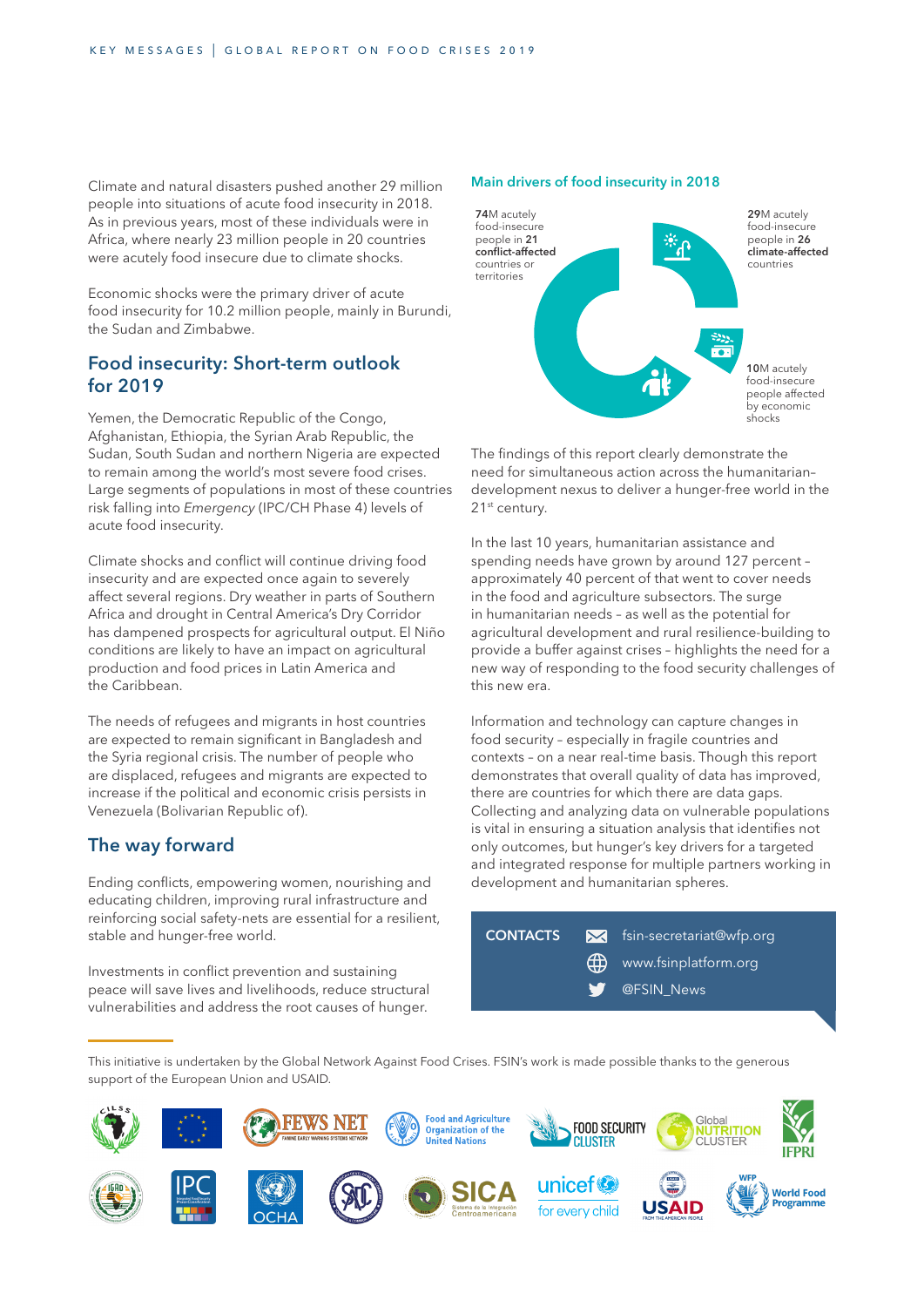Climate and natural disasters pushed another 29 million people into situations of acute food insecurity in 2018. As in previous years, most of these individuals were in Africa, where nearly 23 million people in 20 countries were acutely food insecure due to climate shocks.

Economic shocks were the primary driver of acute food insecurity for 10.2 million people, mainly in Burundi, the Sudan and Zimbabwe.

## Food insecurity: Short-term outlook for 2019

Yemen, the Democratic Republic of the Congo, Afghanistan, Ethiopia, the Syrian Arab Republic, the Sudan, South Sudan and northern Nigeria are expected to remain among the world's most severe food crises. Large segments of populations in most of these countries risk falling into *Emergency* (IPC/CH Phase 4) levels of acute food insecurity.

Climate shocks and conflict will continue driving food insecurity and are expected once again to severely affect several regions. Dry weather in parts of Southern Africa and drought in Central America's Dry Corridor has dampened prospects for agricultural output. El Niño conditions are likely to have an impact on agricultural production and food prices in Latin America and the Caribbean.

The needs of refugees and migrants in host countries are expected to remain significant in Bangladesh and the Syria regional crisis. The number of people who are displaced, refugees and migrants are expected to increase if the political and economic crisis persists in Venezuela (Bolivarian Republic of).

## The way forward

Ending conflicts, empowering women, nourishing and educating children, improving rural infrastructure and reinforcing social safety-nets are essential for a resilient, stable and hunger-free world.

Investments in conflict prevention and sustaining peace will save lives and livelihoods, reduce structural vulnerabilities and address the root causes of hunger.

### Main drivers of food insecurity in 2018

**74**M acutely food-insecure people in **21 conflict-affected** countries or territories

**29**M acutely food-insecure people in **26 climate-affected** countries

**10**M acutely food-insecure people affected by economic shocks

The findings of this report clearly demonstrate the need for simultaneous action across the humanitarian–development nexus to deliver a hunger-free world in the 21st century.

In the last 10 years, humanitarian assistance and spending needs have grown by around 127 percent – approximately 40 percent of that went to cover needs in the food and agriculture subsectors. The surge in humanitarian needs – as well as the potential for agricultural development and rural resilience-building to provide a buffer against crises – highlights the need for a new way of responding to the food security challenges of this new era.

Information and technology can capture changes in food security – especially in fragile countries and contexts – on a near real-time basis. Though this report demonstrates that overall quality of data has improved, there are countries for which there are data gaps. Collecting and analyzing data on vulnerable populations is vital in ensuring a situation analysis that identifies not only outcomes, but hunger's key drivers for a targeted and integrated response for multiple partners working in development and humanitarian spheres.

**CONTACTS**

fsin-secretariat@wfp.org

www.fsinplatform.org

@FSIN_News

This initiative is undertaken by the Global Network Against Food Crises. FSIN's work is made possible thanks to the generous support of the European Union and USAID.